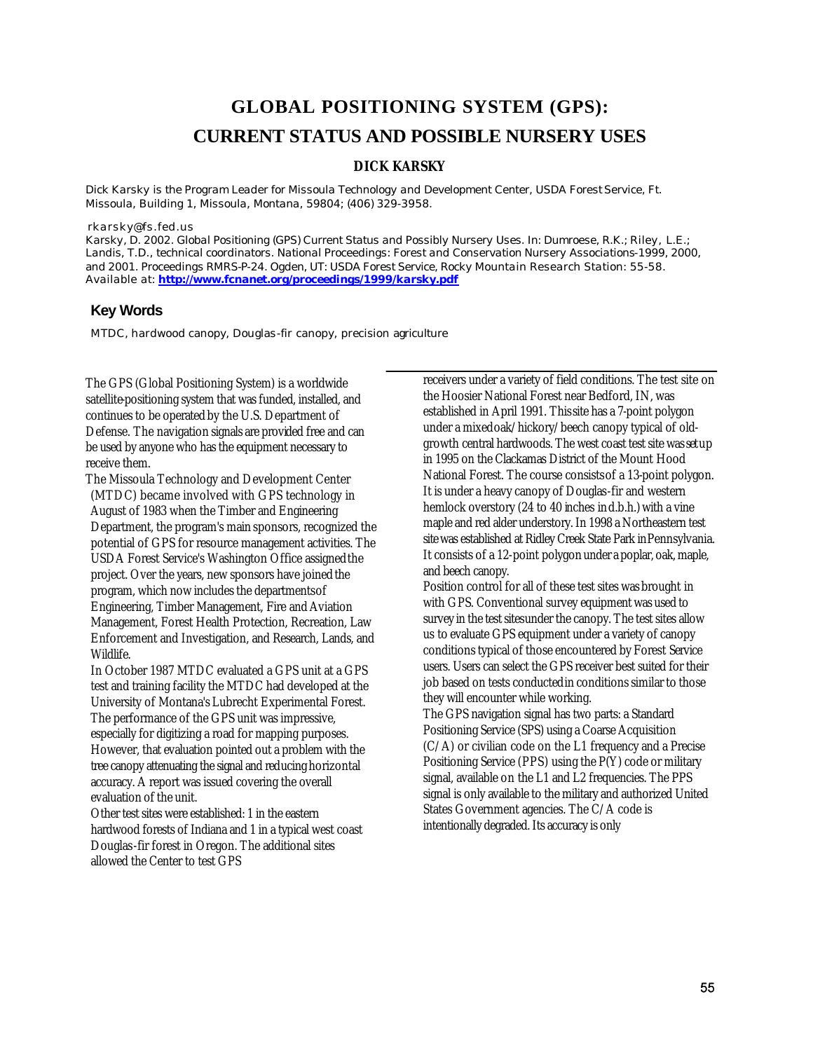# GLOBAL POSITIONING SYSTEM (GPS): CURRENT STATUS AND POSSIBLE NURSERY USES

**DICK KARSKY**

Dick Karsky is the Program Leader for Missoula Technology and Development Center, USDA Forest Service, Ft. Missoula, Building 1, Missoula, Montana, 59804; (406) 329-3958.

rkarsky@fs.fed.us

Karsky, D. 2002. Global Positioning (GPS) Current Status and Possibly Nursery Uses. In: Dumroese, R.K.; Riley, L.E.; Landis, T.D., technical coordinators. National Proceedings: Forest and Conservation Nursery Associations-1999, 2000, and 2001. Proceedings RMRS-P-24. Ogden, UT: USDA Forest Service, Rocky Mountain Research Station: 55-58. Available at: **http://www.fcnanet.org/proceedings/1999/karsky.pdf**

## Key Words

MTDC, hardwood canopy, Douglas-fir canopy, precision agriculture

The GPS (Global Positioning System) is a worldwide satellite-positioning system that was funded, installed, and continues to be operated by the U.S. Department of Defense. The navigation signals are provided free and can be used by anyone who has the equipment necessary to receive them.

The Missoula Technology and Development Center (MTDC) became involved with GPS technology in August of 1983 when the Timber and Engineering Department, the program's main sponsors, recognized the potential of GPS for resource management activities. The USDA Forest Service's Washington Office assigned the project. Over the years, new sponsors have joined the program, which now includes the departments of Engineering, Timber Management, Fire and Aviation Management, Forest Health Protection, Recreation, Law Enforcement and Investigation, and Research, Lands, and Wildlife.

In October 1987 MTDC evaluated a GPS unit at a GPS test and training facility the MTDC had developed at the University of Montana's Lubrecht Experimental Forest. The performance of the GPS unit was impressive, especially for digitizing a road for mapping purposes. However, that evaluation pointed out a problem with the tree canopy attenuating the signal and reducing horizontal accuracy. A report was issued covering the overall evaluation of the unit.

Other test sites were established: 1 in the eastern hardwood forests of Indiana and 1 in a typical west coast Douglas-fir forest in Oregon. The additional sites allowed the Center to test GPS receivers under a variety of field conditions. The test site on the Hoosier National Forest near Bedford, IN, was established in April 1991. This site has a 7-point polygon under a mixed oak/hickory/beech canopy typical of old-growth central hardwoods. The west coast test site was set up in 1995 on the Clackamas District of the Mount Hood National Forest. The course consists of a 13-point polygon. It is under a heavy canopy of Douglas-fir and western hemlock overstory (24 to 40 inches in d.b.h.) with a vine maple and red alder understory. In 1998 a Northeastern test site was established at Ridley Creek State Park in Pennsylvania. It consists of a 12-point polygon under a poplar, oak, maple, and beech canopy.

Position control for all of these test sites was brought in with GPS. Conventional survey equipment was used to survey in the test sites under the canopy. The test sites allow us to evaluate GPS equipment under a variety of canopy conditions typical of those encountered by Forest Service users. Users can select the GPS receiver best suited for their job based on tests conducted in conditions similar to those they will encounter while working.

The GPS navigation signal has two parts: a Standard Positioning Service (SPS) using a Coarse Acquisition (C/A) or civilian code on the L1 frequency and a Precise Positioning Service (PPS) using the P(Y) code or military signal, available on the L1 and L2 frequencies. The PPS signal is only available to the military and authorized United States Government agencies. The C/A code is intentionally degraded. Its accuracy is only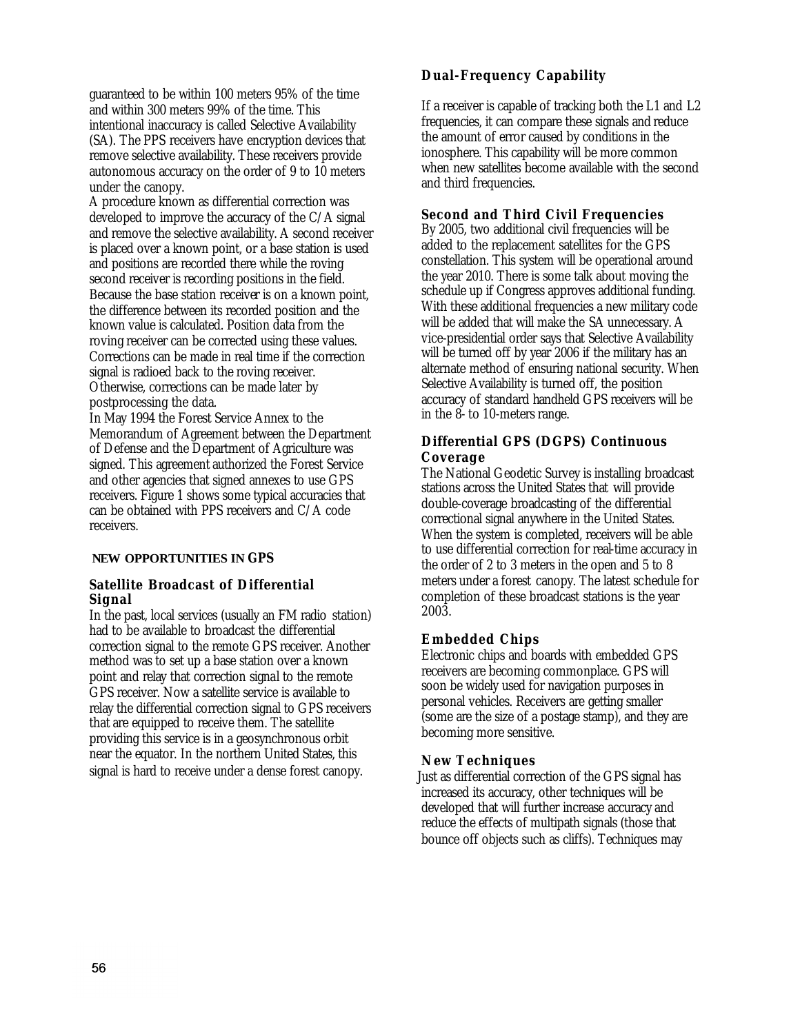guaranteed to be within 100 meters 95% of the time and within 300 meters 99% of the time. This intentional inaccuracy is called Selective Availability (SA). The PPS receivers have encryption devices that remove selective availability. These receivers provide autonomous accuracy on the order of 9 to 10 meters under the canopy.

A procedure known as differential correction was developed to improve the accuracy of the C/A signal and remove the selective availability. A second receiver is placed over a known point, or a base station is used and positions are recorded there while the roving second receiver is recording positions in the field. Because the base station receiver is on a known point, the difference between its recorded position and the known value is calculated. Position data from the roving receiver can be corrected using these values. Corrections can be made in real time if the correction signal is radioed back to the roving receiver. Otherwise, corrections can be made later by postprocessing the data.

In May 1994 the Forest Service Annex to the Memorandum of Agreement between the Department of Defense and the Department of Agriculture was signed. This agreement authorized the Forest Service and other agencies that signed annexes to use GPS receivers. Figure 1 shows some typical accuracies that can be obtained with PPS receivers and C/A code receivers.

## NEW OPPORTUNITIES IN GPS

### Satellite Broadcast of Differential Signal

In the past, local services (usually an FM radio station) had to be available to broadcast the differential correction signal to the remote GPS receiver. Another method was to set up a base station over a known point and relay that correction signal to the remote GPS receiver. Now a satellite service is available to relay the differential correction signal to GPS receivers that are equipped to receive them. The satellite providing this service is in a geosynchronous orbit near the equator. In the northern United States, this signal is hard to receive under a dense forest canopy.

### Dual-Frequency Capability

If a receiver is capable of tracking both the L1 and L2 frequencies, it can compare these signals and reduce the amount of error caused by conditions in the ionosphere. This capability will be more common when new satellites become available with the second and third frequencies.

### Second and Third Civil Frequencies

By 2005, two additional civil frequencies will be added to the replacement satellites for the GPS constellation. This system will be operational around the year 2010. There is some talk about moving the schedule up if Congress approves additional funding. With these additional frequencies a new military code will be added that will make the SA unnecessary. A vice-presidential order says that Selective Availability will be turned off by year 2006 if the military has an alternate method of ensuring national security. When Selective Availability is turned off, the position accuracy of standard handheld GPS receivers will be in the 8- to 10-meters range.

### Differential GPS (DGPS) Continuous Coverage

The National Geodetic Survey is installing broadcast stations across the United States that will provide double-coverage broadcasting of the differential correctional signal anywhere in the United States. When the system is completed, receivers will be able to use differential correction for real-time accuracy in the order of 2 to 3 meters in the open and 5 to 8 meters under a forest canopy. The latest schedule for completion of these broadcast stations is the year 2003.

### Embedded Chips

Electronic chips and boards with embedded GPS receivers are becoming commonplace. GPS will soon be widely used for navigation purposes in personal vehicles. Receivers are getting smaller (some are the size of a postage stamp), and they are becoming more sensitive.

### New Techniques

Just as differential correction of the GPS signal has increased its accuracy, other techniques will be developed that will further increase accuracy and reduce the effects of multipath signals (those that bounce off objects such as cliffs). Techniques may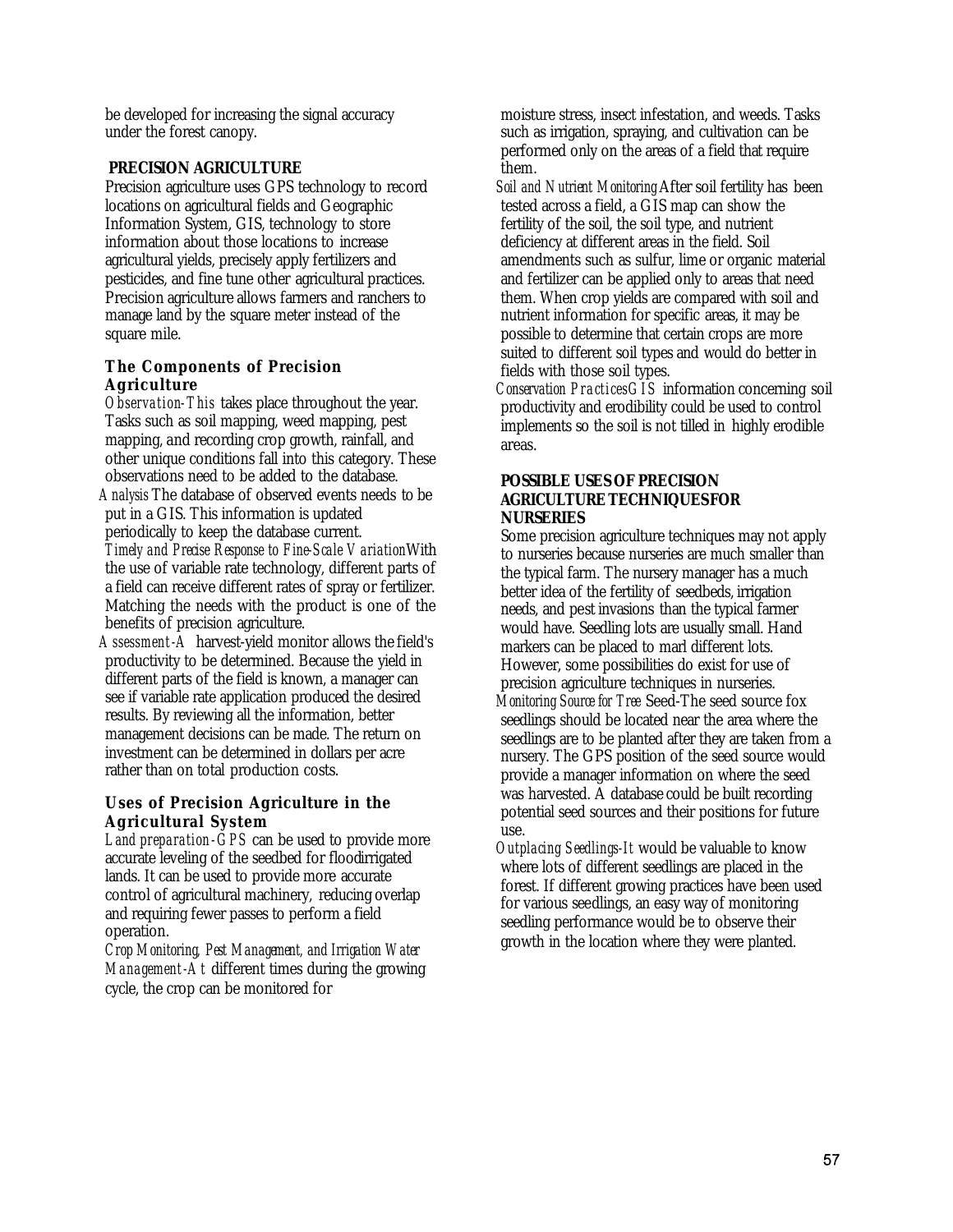be developed for increasing the signal accuracy under the forest canopy.

## PRECISION AGRICULTURE

Precision agriculture uses GPS technology to record locations on agricultural fields and Geographic Information System, GIS, technology to store information about those locations to increase agricultural yields, precisely apply fertilizers and pesticides, and fine tune other agricultural practices. Precision agriculture allows farmers and ranchers to manage land by the square meter instead of the square mile.

### The Components of Precision Agriculture

*Observation-This* takes place throughout the year. Tasks such as soil mapping, weed mapping, pest mapping, and recording crop growth, rainfall, and other unique conditions fall into this category. These observations need to be added to the database.

*Analysis* The database of observed events needs to be put in a GIS. This information is updated periodically to keep the database current.

*Timely and Precise Response to Fine-Scale Variation* With the use of variable rate technology, different parts of a field can receive different rates of spray or fertilizer. Matching the needs with the product is one of the benefits of precision agriculture.

*Assessment-A* harvest-yield monitor allows the field's productivity to be determined. Because the yield in different parts of the field is known, a manager can see if variable rate application produced the desired results. By reviewing all the information, better management decisions can be made. The return on investment can be determined in dollars per acre rather than on total production costs.

### Uses of Precision Agriculture in the Agricultural System

*Land preparation-GPS* can be used to provide more accurate leveling of the seedbed for floodirrigated lands. It can be used to provide more accurate control of agricultural machinery, reducing overlap and requiring fewer passes to perform a field operation.

*Crop Monitoring, Pest Management, and Irrigation Water Management-At* different times during the growing cycle, the crop can be monitored for moisture stress, insect infestation, and weeds. Tasks such as irrigation, spraying, and cultivation can be performed only on the areas of a field that require them.

*Soil and Nutrient Monitoring* After soil fertility has been tested across a field, a GIS map can show the fertility of the soil, the soil type, and nutrient deficiency at different areas in the field. Soil amendments such as sulfur, lime or organic material and fertilizer can be applied only to areas that need them. When crop yields are compared with soil and nutrient information for specific areas, it may be possible to determine that certain crops are more suited to different soil types and would do better in fields with those soil types.

*Conservation Practices* GIS information concerning soil productivity and erodibility could be used to control implements so the soil is not tilled in highly erodible areas.

## POSSIBLE USES OF PRECISION AGRICULTURE TECHNIQUES FOR NURSERIES

Some precision agriculture techniques may not apply to nurseries because nurseries are much smaller than the typical farm. The nursery manager has a much better idea of the fertility of seedbeds, irrigation needs, and pest invasions than the typical farmer would have. Seedling lots are usually small. Hand markers can be placed to marl different lots. However, some possibilities do exist for use of precision agriculture techniques in nurseries.

*Monitoring Source for Tree* Seed-The seed source fox seedlings should be located near the area where the seedlings are to be planted after they are taken from a nursery. The GPS position of the seed source would provide a manager information on where the seed was harvested. A database could be built recording potential seed sources and their positions for future use.

*Outplacing Seedlings-It* would be valuable to know where lots of different seedlings are placed in the forest. If different growing practices have been used for various seedlings, an easy way of monitoring seedling performance would be to observe their growth in the location where they were planted.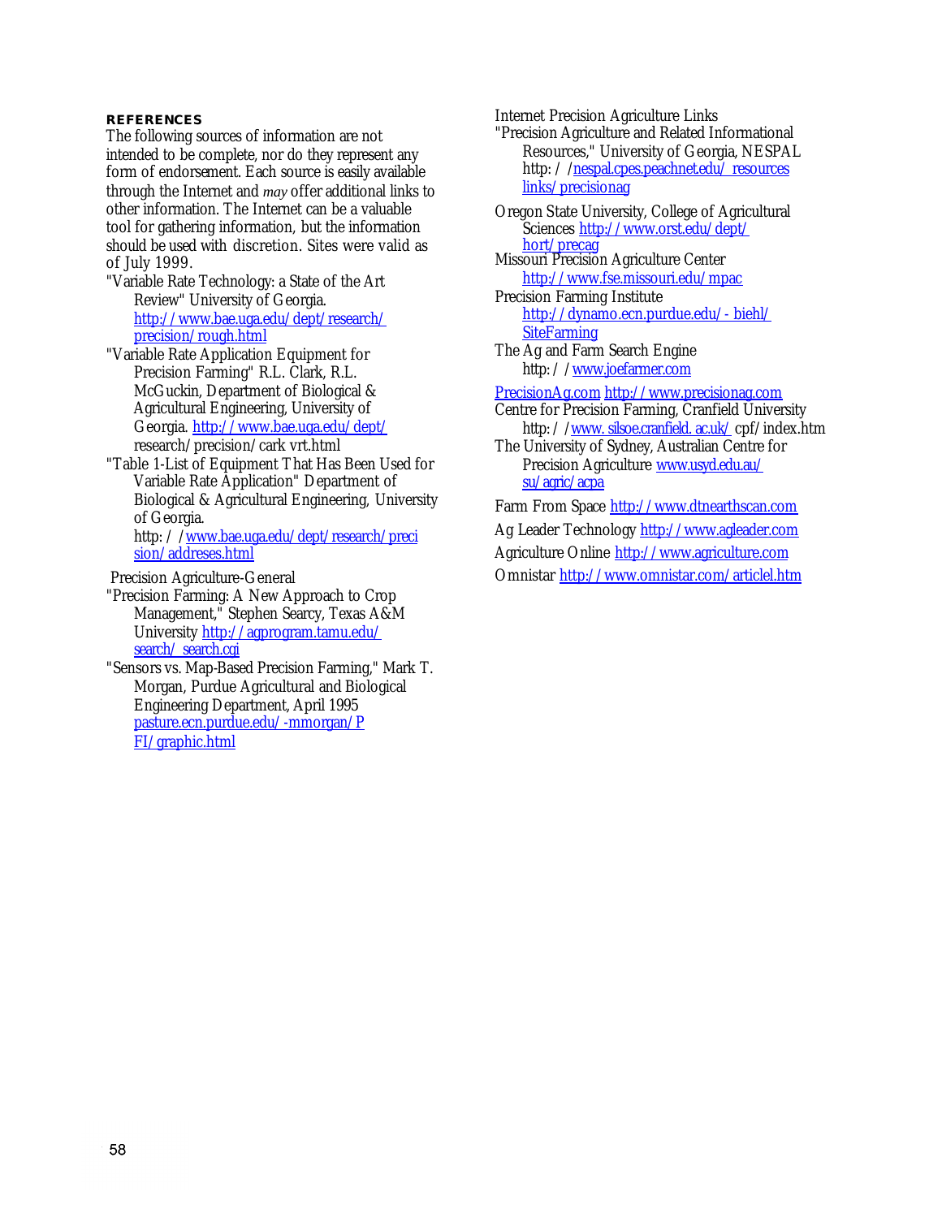## REFERENCES

The following sources of information are not intended to be complete, nor do they represent any form of endorsement. Each source is easily available through the Internet and *may* offer additional links to other information. The Internet can be a valuable tool for gathering information, but the information should be used with discretion. Sites were valid as of July 1999.

"Variable Rate Technology: a State of the Art Review" University of Georgia. http://www.bae.uga.edu/dept/research/precision/rough.html

"Variable Rate Application Equipment for Precision Farming" R.L. Clark, R.L. McGuckin, Department of Biological & Agricultural Engineering, University of Georgia. http://www.bae.uga.edu/dept/research/precision/cark vrt.html

"Table 1-List of Equipment That Has Been Used for Variable Rate Application" Department of Biological & Agricultural Engineering, University of Georgia. http: //www.bae.uga.edu/dept/research/precision/addreses.html

Precision Agriculture-General

"Precision Farming: A New Approach to Crop Management," Stephen Searcy, Texas A&M University http://agprogram.tamu.edu/search/ search.cgi

"Sensors vs. Map-Based Precision Farming," Mark T. Morgan, Purdue Agricultural and Biological Engineering Department, April 1995 pasture.ecn.purdue.edu/-mmorgan/PFI/graphic.html

Internet Precision Agriculture Links

"Precision Agriculture and Related Informational Resources," University of Georgia, NESPAL http: //nespal.cpes.peachnet.edu/ resources links/precisionag

Oregon State University, College of Agricultural Sciences http://www.orst.edu/dept/hort/precag

Missouri Precision Agriculture Center http://www.fse.missouri.edu/mpac

Precision Farming Institute http://dynamo.ecn.purdue.edu/- biehl/SiteFarming

The Ag and Farm Search Engine http: //www.joefarmer.com

PrecisionAg.com http://www.precisionag.com

Centre for Precision Farming, Cranfield University http: //www. silsoe.cranfield. ac.uk/ cpf/index.htm

The University of Sydney, Australian Centre for Precision Agriculture www.usyd.edu.au/su/agric/acpa

Farm From Space http://www.dtnearthscan.com

Ag Leader Technology http://www.agleader.com

Agriculture Online http://www.agriculture.com

Omnistar http://www.omnistar.com/articlel.htm